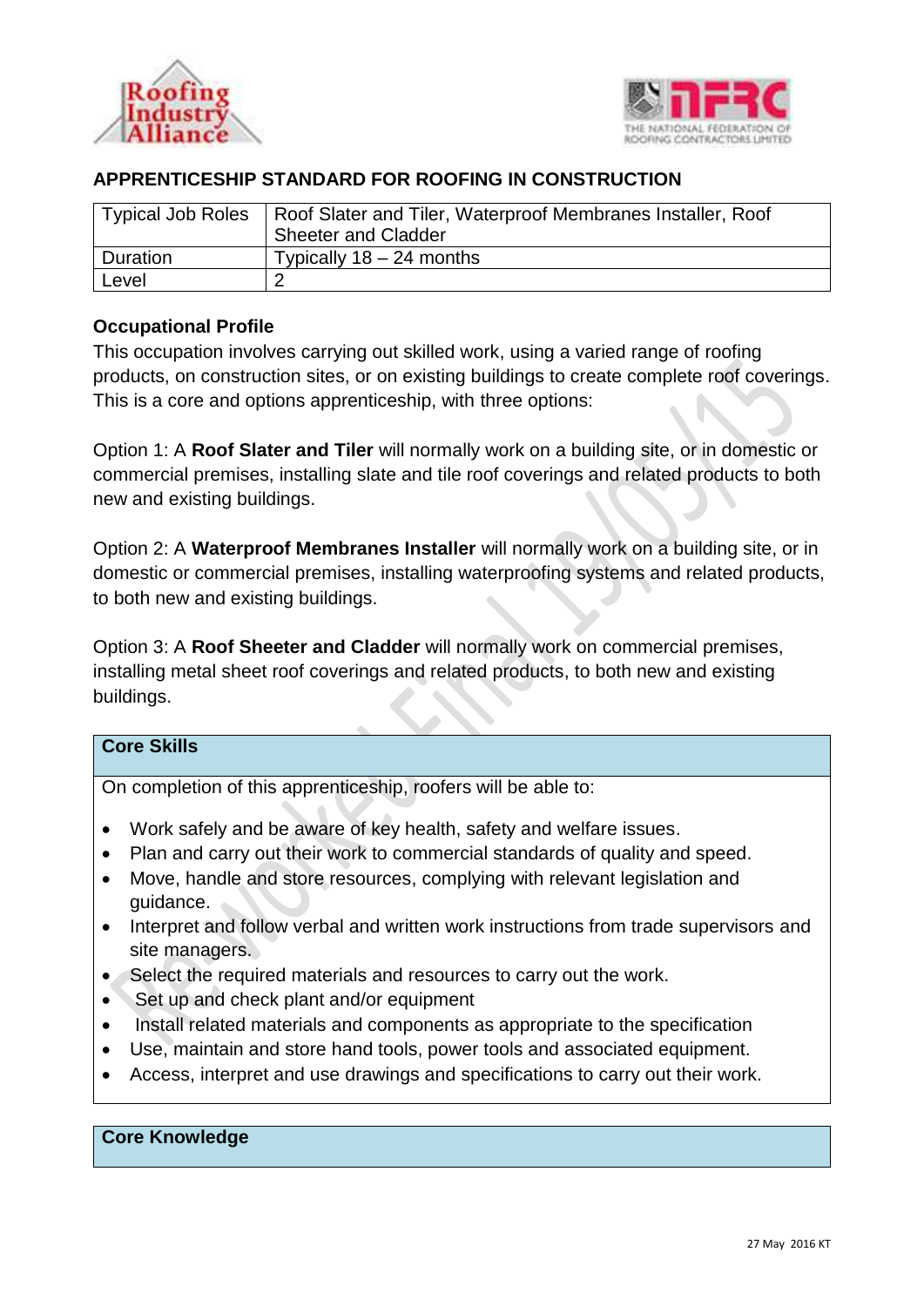## APPRENTICESHIP STANDARD FOR ROOFING IN CONSTRUCTION

| Typical Job Roles | Roof Slater and Tiler, Waterproof Membranes Installer, Roof Sheeter and Cladder |
|---|---|
| Duration | Typically 18 – 24 months |
| Level | 2 |

### Occupational Profile

This occupation involves carrying out skilled work, using a varied range of roofing products, on construction sites, or on existing buildings to create complete roof coverings. This is a core and options apprenticeship, with three options:

Option 1: A **Roof Slater and Tiler** will normally work on a building site, or in domestic or commercial premises, installing slate and tile roof coverings and related products to both new and existing buildings.

Option 2: A **Waterproof Membranes Installer** will normally work on a building site, or in domestic or commercial premises, installing waterproofing systems and related products, to both new and existing buildings.

Option 3: A **Roof Sheeter and Cladder** will normally work on commercial premises, installing metal sheet roof coverings and related products, to both new and existing buildings.

### Core Skills

On completion of this apprenticeship, roofers will be able to:

- Work safely and be aware of key health, safety and welfare issues.
- Plan and carry out their work to commercial standards of quality and speed.
- Move, handle and store resources, complying with relevant legislation and guidance.
- Interpret and follow verbal and written work instructions from trade supervisors and site managers.
- Select the required materials and resources to carry out the work.
- Set up and check plant and/or equipment
- Install related materials and components as appropriate to the specification
- Use, maintain and store hand tools, power tools and associated equipment.
- Access, interpret and use drawings and specifications to carry out their work.

### Core Knowledge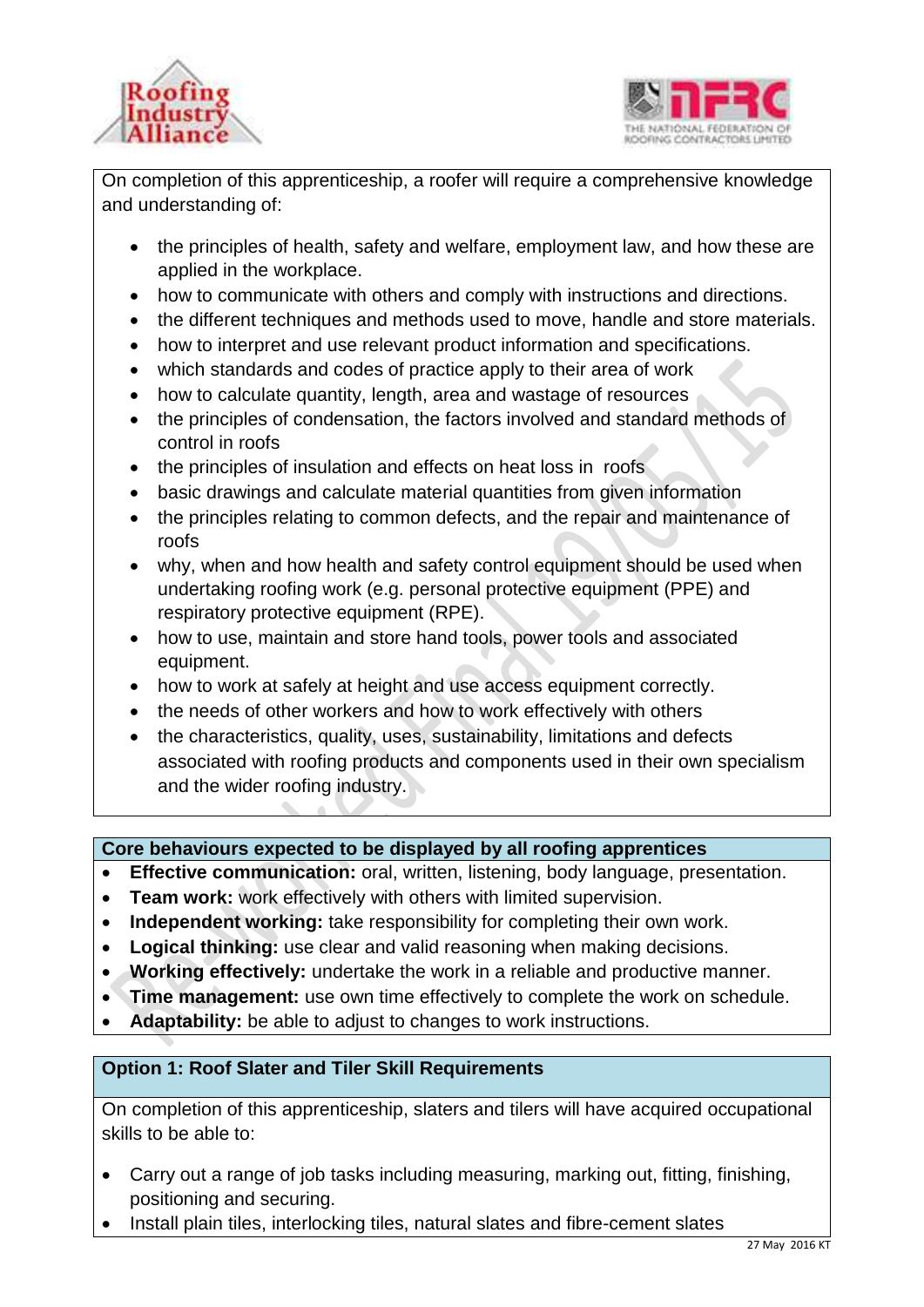On completion of this apprenticeship, a roofer will require a comprehensive knowledge and understanding of:

- the principles of health, safety and welfare, employment law, and how these are applied in the workplace.
- how to communicate with others and comply with instructions and directions.
- the different techniques and methods used to move, handle and store materials.
- how to interpret and use relevant product information and specifications.
- which standards and codes of practice apply to their area of work
- how to calculate quantity, length, area and wastage of resources
- the principles of condensation, the factors involved and standard methods of control in roofs
- the principles of insulation and effects on heat loss in roofs
- basic drawings and calculate material quantities from given information
- the principles relating to common defects, and the repair and maintenance of roofs
- why, when and how health and safety control equipment should be used when undertaking roofing work (e.g. personal protective equipment (PPE) and respiratory protective equipment (RPE).
- how to use, maintain and store hand tools, power tools and associated equipment.
- how to work at safely at height and use access equipment correctly.
- the needs of other workers and how to work effectively with others
- the characteristics, quality, uses, sustainability, limitations and defects associated with roofing products and components used in their own specialism and the wider roofing industry.

**Core behaviours expected to be displayed by all roofing apprentices**

- **Effective communication:** oral, written, listening, body language, presentation.
- **Team work:** work effectively with others with limited supervision.
- **Independent working:** take responsibility for completing their own work.
- **Logical thinking:** use clear and valid reasoning when making decisions.
- **Working effectively:** undertake the work in a reliable and productive manner.
- **Time management:** use own time effectively to complete the work on schedule.
- **Adaptability:** be able to adjust to changes to work instructions.

**Option 1: Roof Slater and Tiler Skill Requirements**

On completion of this apprenticeship, slaters and tilers will have acquired occupational skills to be able to:

- Carry out a range of job tasks including measuring, marking out, fitting, finishing, positioning and securing.
- Install plain tiles, interlocking tiles, natural slates and fibre-cement slates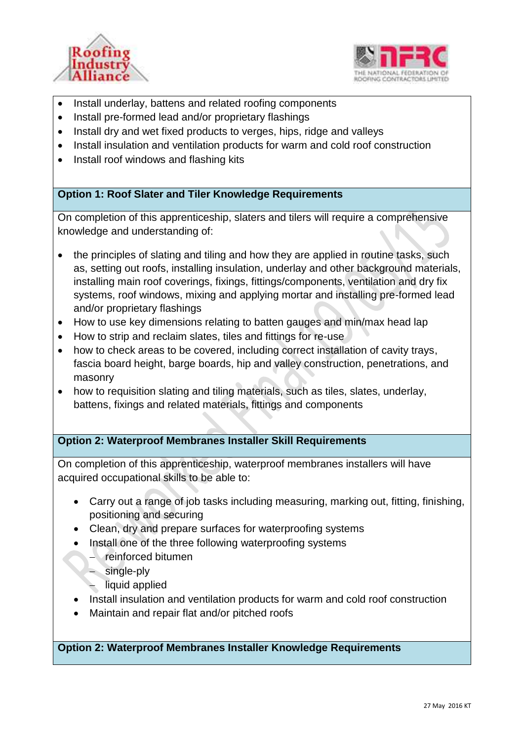- Install underlay, battens and related roofing components
- Install pre-formed lead and/or proprietary flashings
- Install dry and wet fixed products to verges, hips, ridge and valleys
- Install insulation and ventilation products for warm and cold roof construction
- Install roof windows and flashing kits

**Option 1: Roof Slater and Tiler Knowledge Requirements**

On completion of this apprenticeship, slaters and tilers will require a comprehensive knowledge and understanding of:

- the principles of slating and tiling and how they are applied in routine tasks, such as, setting out roofs, installing insulation, underlay and other background materials, installing main roof coverings, fixings, fittings/components, ventilation and dry fix systems, roof windows, mixing and applying mortar and installing pre-formed lead and/or proprietary flashings
- How to use key dimensions relating to batten gauges and min/max head lap
- How to strip and reclaim slates, tiles and fittings for re-use
- how to check areas to be covered, including correct installation of cavity trays, fascia board height, barge boards, hip and valley construction, penetrations, and masonry
- how to requisition slating and tiling materials, such as tiles, slates, underlay, battens, fixings and related materials, fittings and components

**Option 2: Waterproof Membranes Installer Skill Requirements**

On completion of this apprenticeship, waterproof membranes installers will have acquired occupational skills to be able to:

- Carry out a range of job tasks including measuring, marking out, fitting, finishing, positioning and securing
- Clean, dry and prepare surfaces for waterproofing systems
- Install one of the three following waterproofing systems
  - reinforced bitumen
  - single-ply
  - liquid applied
- Install insulation and ventilation products for warm and cold roof construction
- Maintain and repair flat and/or pitched roofs

**Option 2: Waterproof Membranes Installer Knowledge Requirements**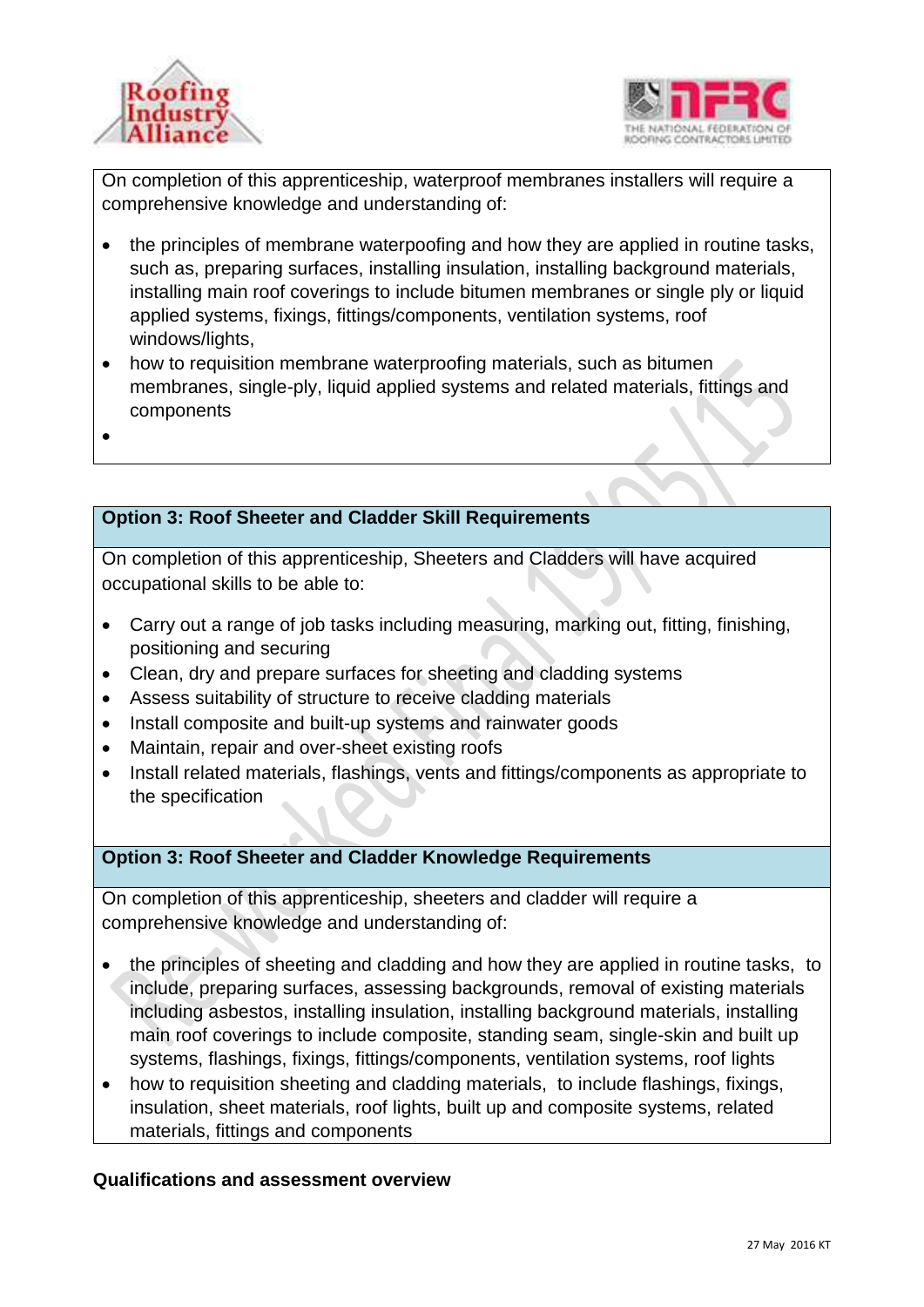On completion of this apprenticeship, waterproof membranes installers will require a comprehensive knowledge and understanding of:

- the principles of membrane waterpoofing and how they are applied in routine tasks, such as, preparing surfaces, installing insulation, installing background materials, installing main roof coverings to include bitumen membranes or single ply or liquid applied systems, fixings, fittings/components, ventilation systems, roof windows/lights,
- how to requisition membrane waterproofing materials, such as bitumen membranes, single-ply, liquid applied systems and related materials, fittings and components
- 

**Option 3: Roof Sheeter and Cladder Skill Requirements**

On completion of this apprenticeship, Sheeters and Cladders will have acquired occupational skills to be able to:

- Carry out a range of job tasks including measuring, marking out, fitting, finishing, positioning and securing
- Clean, dry and prepare surfaces for sheeting and cladding systems
- Assess suitability of structure to receive cladding materials
- Install composite and built-up systems and rainwater goods
- Maintain, repair and over-sheet existing roofs
- Install related materials, flashings, vents and fittings/components as appropriate to the specification

**Option 3: Roof Sheeter and Cladder Knowledge Requirements**

On completion of this apprenticeship, sheeters and cladder will require a comprehensive knowledge and understanding of:

- the principles of sheeting and cladding and how they are applied in routine tasks, to include, preparing surfaces, assessing backgrounds, removal of existing materials including asbestos, installing insulation, installing background materials, installing main roof coverings to include composite, standing seam, single-skin and built up systems, flashings, fixings, fittings/components, ventilation systems, roof lights
- how to requisition sheeting and cladding materials, to include flashings, fixings, insulation, sheet materials, roof lights, built up and composite systems, related materials, fittings and components

**Qualifications and assessment overview**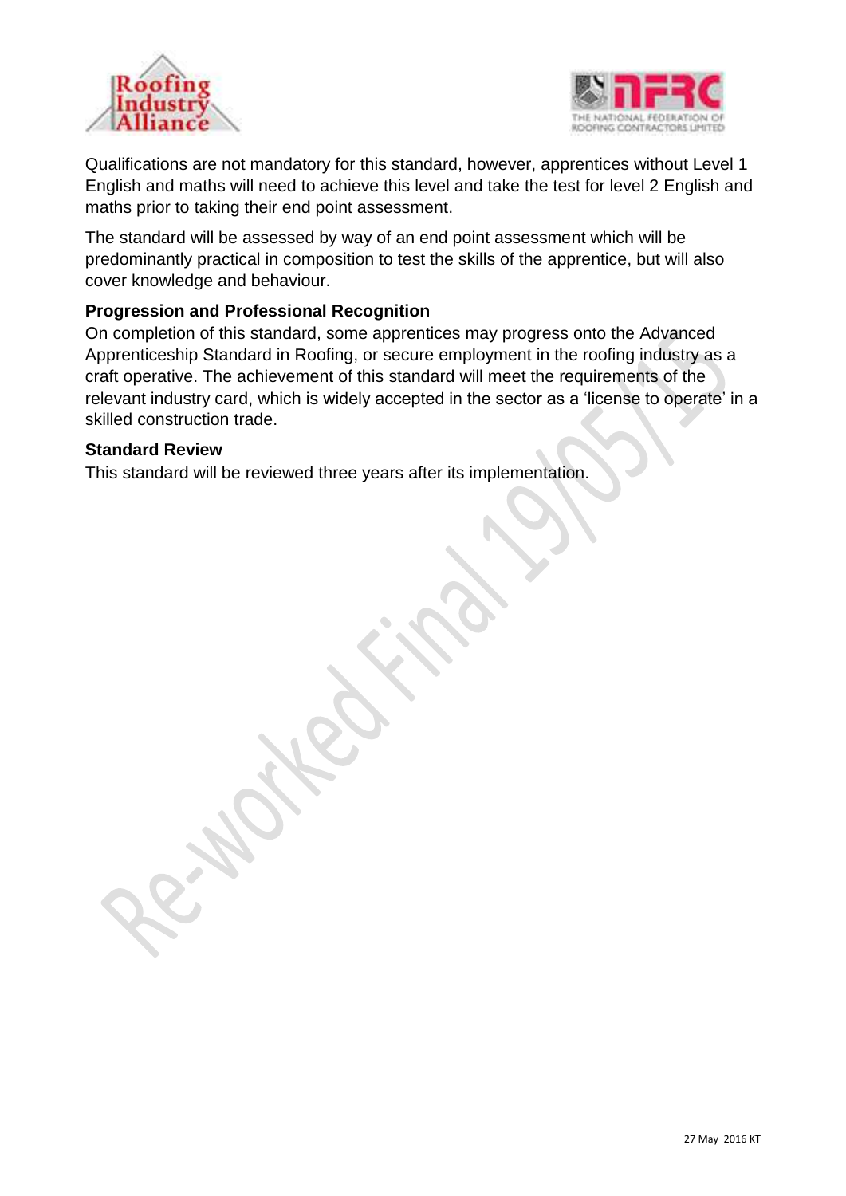Qualifications are not mandatory for this standard, however, apprentices without Level 1 English and maths will need to achieve this level and take the test for level 2 English and maths prior to taking their end point assessment.

The standard will be assessed by way of an end point assessment which will be predominantly practical in composition to test the skills of the apprentice, but will also cover knowledge and behaviour.

**Progression and Professional Recognition**

On completion of this standard, some apprentices may progress onto the Advanced Apprenticeship Standard in Roofing, or secure employment in the roofing industry as a craft operative. The achievement of this standard will meet the requirements of the relevant industry card, which is widely accepted in the sector as a 'license to operate' in a skilled construction trade.

**Standard Review**

This standard will be reviewed three years after its implementation.